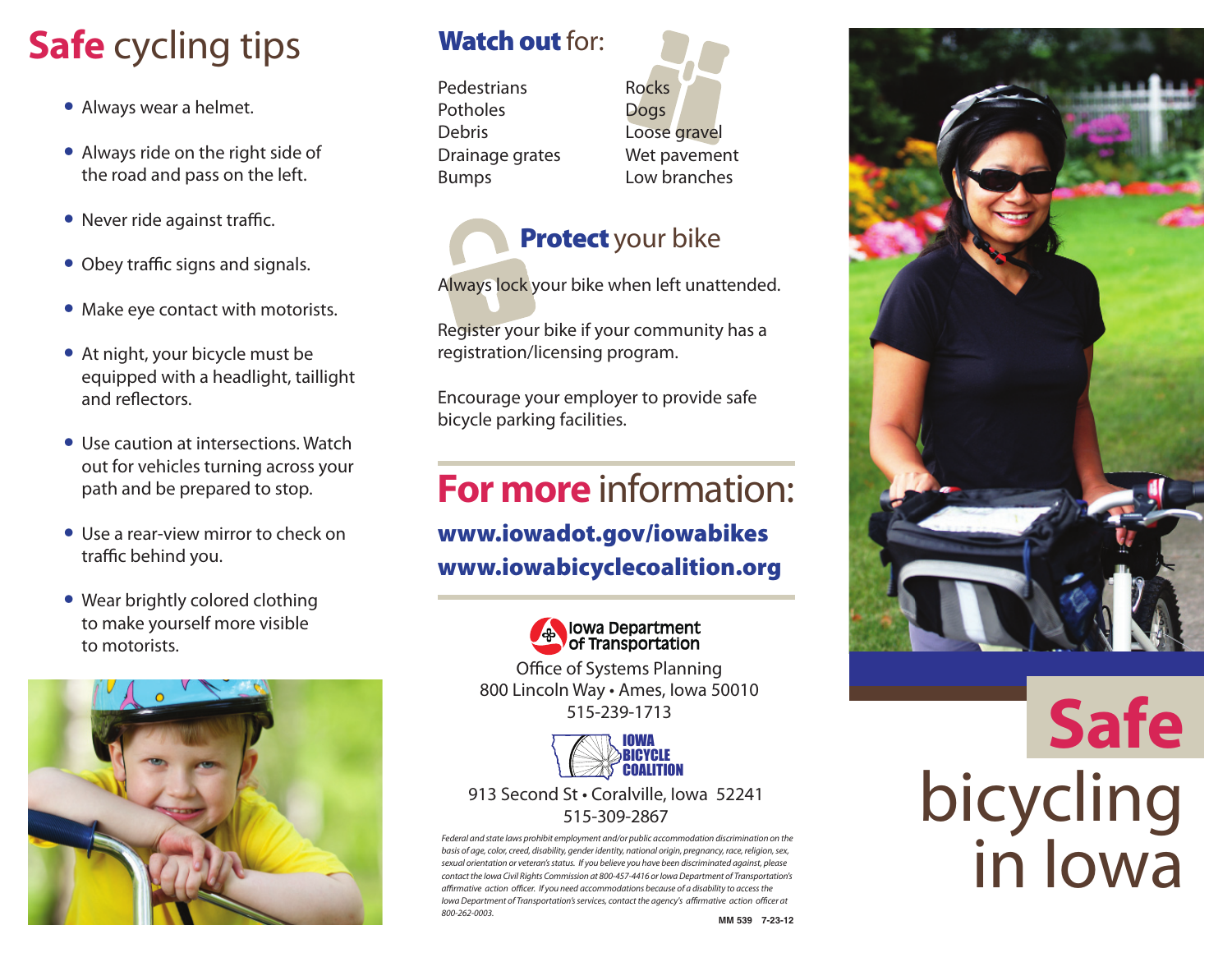# Safe cycling tips

- Always wear a helmet.
- Always ride on the right side of the road and pass on the left.
- Never ride against traffic.
- Obey traffic signs and signals.
- Make eye contact with motorists.
- At night, your bicycle must be equipped with a headlight, taillight and reflectors.
- Use caution at intersections. Watch out for vehicles turning across your path and be prepared to stop.
- Use a rear-view mirror to check on traffic behind you.
- Wear brightly colored clothing to make yourself more visible to motorists.

## Watch out for:

Pedestrians
Potholes
Debris
Drainage grates
Bumps
Rocks
Dogs
Loose gravel
Wet pavement
Low branches

## Protect your bike

Always lock your bike when left unattended.

Register your bike if your community has a registration/licensing program.

Encourage your employer to provide safe bicycle parking facilities.

## For more information:

**www.iowadot.gov/iowabikes**
**www.iowabicyclecoalition.org**

Iowa Department of Transportation
Office of Systems Planning
800 Lincoln Way • Ames, Iowa 50010
515-239-1713

Iowa Bicycle Coalition
913 Second St • Coralville, Iowa 52241
515-309-2867

*Federal and state laws prohibit employment and/or public accommodation discrimination on the basis of age, color, creed, disability, gender identity, national origin, pregnancy, race, religion, sex, sexual orientation or veteran's status. If you believe you have been discriminated against, please contact the Iowa Civil Rights Commission at 800-457-4416 or Iowa Department of Transportation's affirmative action officer. If you need accommodations because of a disability to access the Iowa Department of Transportation's services, contact the agency's affirmative action officer at 800-262-0003.*

MM 539 7-23-12

# Safe bicycling in Iowa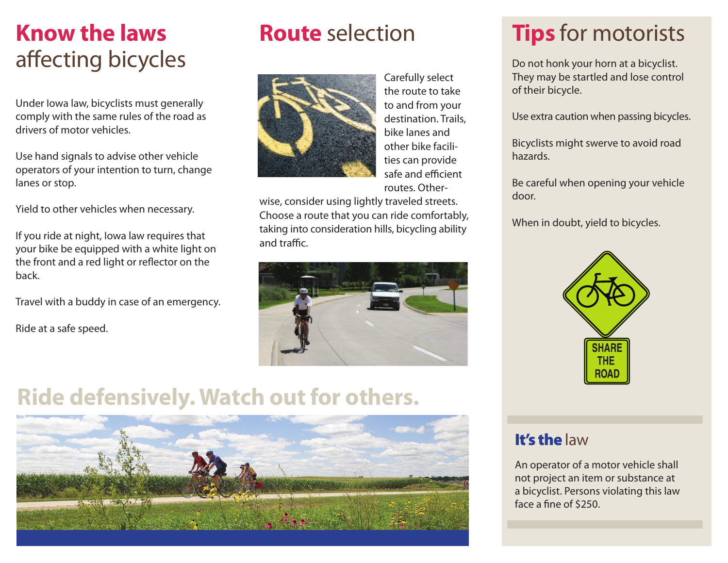## Know the laws affecting bicycles

Under Iowa law, bicyclists must generally comply with the same rules of the road as drivers of motor vehicles.

Use hand signals to advise other vehicle operators of your intention to turn, change lanes or stop.

Yield to other vehicles when necessary.

If you ride at night, Iowa law requires that your bike be equipped with a white light on the front and a red light or reflector on the back.

Travel with a buddy in case of an emergency.

Ride at a safe speed.

## Route selection

Carefully select the route to take to and from your destination. Trails, bike lanes and other bike facilities can provide safe and efficient routes. Otherwise, consider using lightly traveled streets. Choose a route that you can ride comfortably, taking into consideration hills, bicycling ability and traffic.

## Ride defensively. Watch out for others.

## Tips for motorists

Do not honk your horn at a bicyclist. They may be startled and lose control of their bicycle.

Use extra caution when passing bicycles.

Bicyclists might swerve to avoid road hazards.

Be careful when opening your vehicle door.

When in doubt, yield to bicycles.

SHARE THE ROAD

### It's the law

An operator of a motor vehicle shall not project an item or substance at a bicyclist. Persons violating this law face a fine of $250.